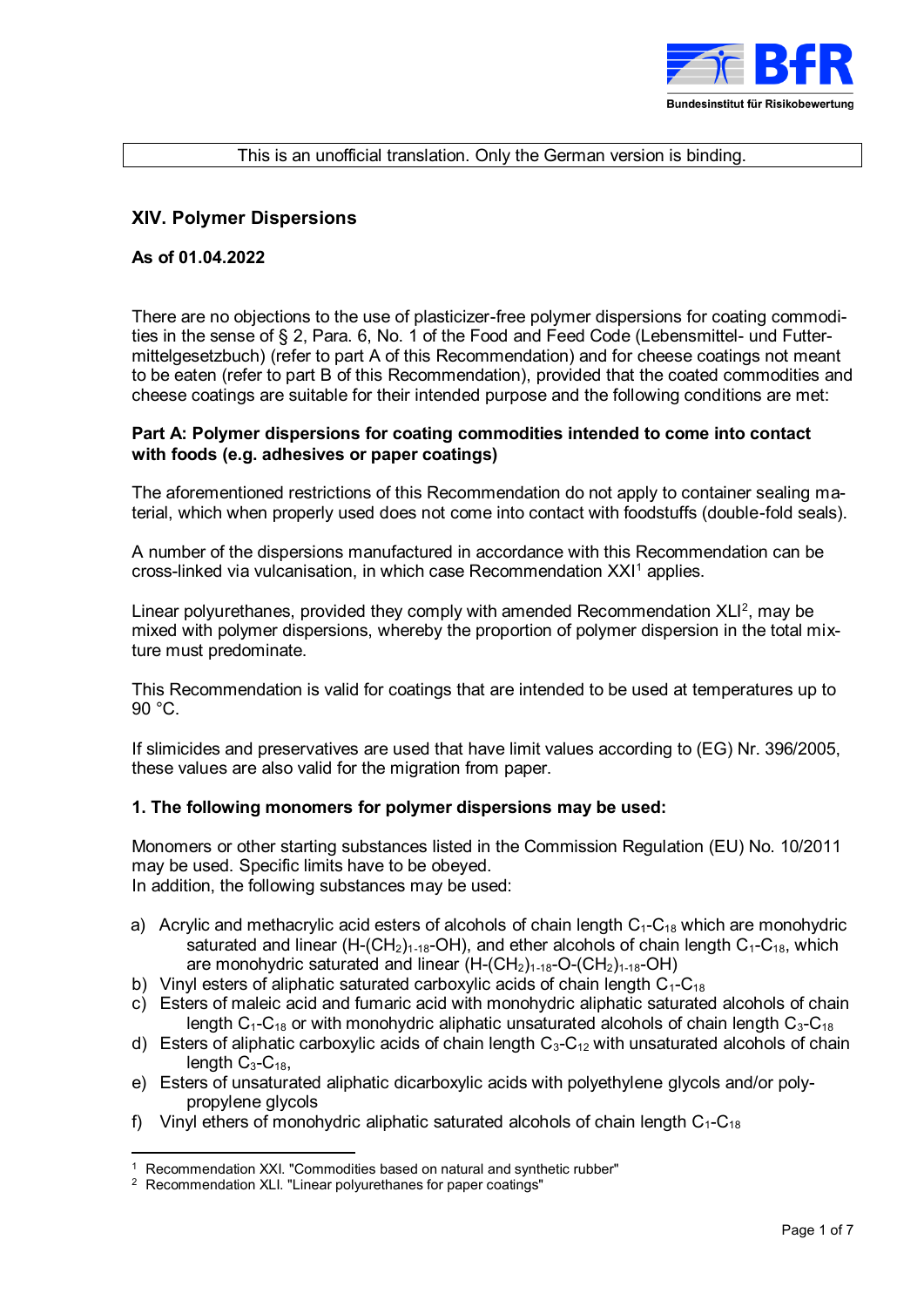This is an unofficial translation. Only the German version is binding.

## XIV. Polymer Dispersions

**As of 01.04.2022**

There are no objections to the use of plasticizer-free polymer dispersions for coating commodities in the sense of § 2, Para. 6, No. 1 of the Food and Feed Code (Lebensmittel- und Futtermittelgesetzbuch) (refer to part A of this Recommendation) and for cheese coatings not meant to be eaten (refer to part B of this Recommendation), provided that the coated commodities and cheese coatings are suitable for their intended purpose and the following conditions are met:

### Part A: Polymer dispersions for coating commodities intended to come into contact with foods (e.g. adhesives or paper coatings)

The aforementioned restrictions of this Recommendation do not apply to container sealing material, which when properly used does not come into contact with foodstuffs (double-fold seals).

A number of the dispersions manufactured in accordance with this Recommendation can be cross-linked via vulcanisation, in which case Recommendation XXI[1] applies.

Linear polyurethanes, provided they comply with amended Recommendation XLI[2], may be mixed with polymer dispersions, whereby the proportion of polymer dispersion in the total mixture must predominate.

This Recommendation is valid for coatings that are intended to be used at temperatures up to 90 °C.

If slimicides and preservatives are used that have limit values according to (EG) Nr. 396/2005, these values are also valid for the migration from paper.

#### 1. The following monomers for polymer dispersions may be used:

Monomers or other starting substances listed in the Commission Regulation (EU) No. 10/2011 may be used. Specific limits have to be obeyed.
In addition, the following substances may be used:

a) Acrylic and methacrylic acid esters of alcohols of chain length $C_1$-$C_{18}$ which are monohydric saturated and linear ($H$-$(CH_2)_{1-18}$-$OH$), and ether alcohols of chain length $C_1$-$C_{18}$, which are monohydric saturated and linear ($H$-$(CH_2)_{1-18}$-$O$-$(CH_2)_{1-18}$-$OH$)
b) Vinyl esters of aliphatic saturated carboxylic acids of chain length $C_1$-$C_{18}$
c) Esters of maleic acid and fumaric acid with monohydric aliphatic saturated alcohols of chain length $C_1$-$C_{18}$ or with monohydric aliphatic unsaturated alcohols of chain length $C_3$-$C_{18}$
d) Esters of aliphatic carboxylic acids of chain length $C_3$-$C_{12}$ with unsaturated alcohols of chain length $C_3$-$C_{18}$,
e) Esters of unsaturated aliphatic dicarboxylic acids with polyethylene glycols and/or polypropylene glycols
f) Vinyl ethers of monohydric aliphatic saturated alcohols of chain length $C_1$-$C_{18}$

---

[1] Recommendation XXI. "Commodities based on natural and synthetic rubber"
[2] Recommendation XLI. "Linear polyurethanes for paper coatings"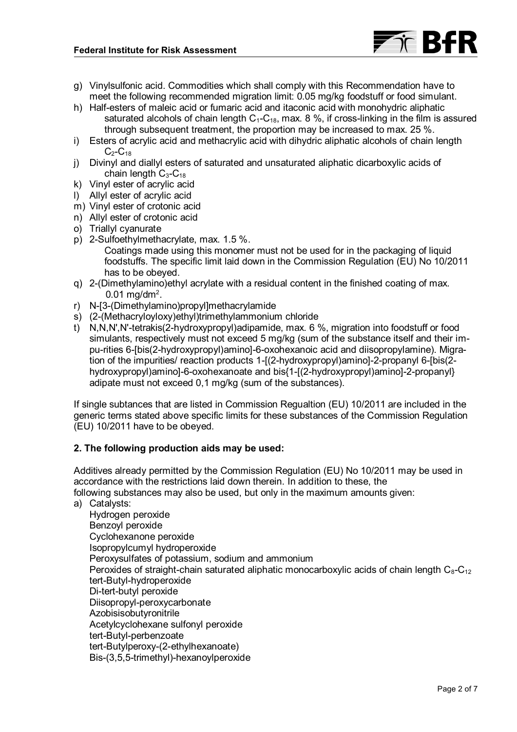g) Vinylsulfonic acid. Commodities which shall comply with this Recommendation have to meet the following recommended migration limit: 0.05 mg/kg foodstuff or food simulant.
h) Half-esters of maleic acid or fumaric acid and itaconic acid with monohydric aliphatic saturated alcohols of chain length $C_1$-$C_{18}$, max. 8 %, if cross-linking in the film is assured through subsequent treatment, the proportion may be increased to max. 25 %.
i) Esters of acrylic acid and methacrylic acid with dihydric aliphatic alcohols of chain length $C_2$-$C_{18}$
j) Divinyl and diallyl esters of saturated and unsaturated aliphatic dicarboxylic acids of chain length $C_3$-$C_{18}$
k) Vinyl ester of acrylic acid
l) Allyl ester of acrylic acid
m) Vinyl ester of crotonic acid
n) Allyl ester of crotonic acid
o) Triallyl cyanurate
p) 2-Sulfoethylmethacrylate, max. 1.5 %.
   Coatings made using this monomer must not be used for in the packaging of liquid foodstuffs. The specific limit laid down in the Commission Regulation (EU) No 10/2011 has to be obeyed.
q) 2-(Dimethylamino)ethyl acrylate with a residual content in the finished coating of max. 0.01 mg/dm$^2$.
r) N-[3-(Dimethylamino)propyl]methacrylamide
s) (2-(Methacryloyloxy)ethyl)trimethylammonium chloride
t) N,N,N',N'-tetrakis(2-hydroxypropyl)adipamide, max. 6 %, migration into foodstuff or food simulants, respectively must not exceed 5 mg/kg (sum of the substance itself and their impu-rities 6-[bis(2-hydroxypropyl)amino]-6-oxohexanoic acid and diisopropylamine). Migration of the impurities/ reaction products 1-[(2-hydroxypropyl)amino]-2-propanyl 6-[bis(2-hydroxypropyl)amino]-6-oxohexanoate and bis{1-[(2-hydroxypropyl)amino]-2-propanyl} adipate must not exceed 0,1 mg/kg (sum of the substances).

If single subtances that are listed in Commission Regualtion (EU) 10/2011 are included in the generic terms stated above specific limits for these substances of the Commission Regulation (EU) 10/2011 have to be obeyed.

**2. The following production aids may be used:**

Additives already permitted by the Commission Regulation (EU) No 10/2011 may be used in accordance with the restrictions laid down therein. In addition to these, the following substances may also be used, but only in the maximum amounts given:

a) Catalysts:
   Hydrogen peroxide
   Benzoyl peroxide
   Cyclohexanone peroxide
   Isopropylcumyl hydroperoxide
   Peroxysulfates of potassium, sodium and ammonium
   Peroxides of straight-chain saturated aliphatic monocarboxylic acids of chain length $C_8$-$C_{12}$
   tert-Butyl-hydroperoxide
   Di-tert-butyl peroxide
   Diisopropyl-peroxycarbonate
   Azobisisobutyronitrile
   Acetylcyclohexane sulfonyl peroxide
   tert-Butyl-perbenzoate
   tert-Butylperoxy-(2-ethylhexanoate)
   Bis-(3,5,5-trimethyl)-hexanoylperoxide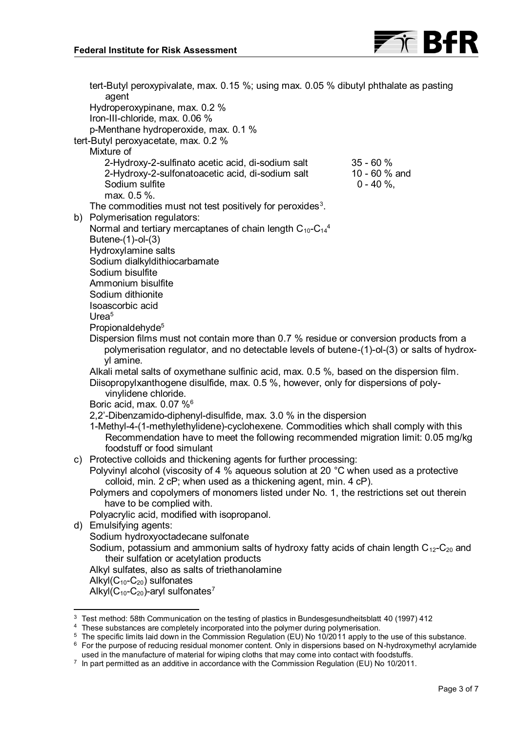tert-Butyl peroxypivalate, max. 0.15 %; using max. 0.05 % dibutyl phthalate as pasting agent
Hydroperoxypinane, max. 0.2 %
Iron-III-chloride, max. 0.06 %
p-Menthane hydroperoxide, max. 0.1 %
tert-Butyl peroxyacetate, max. 0.2 %
Mixture of

| | |
|---|---|
| 2-Hydroxy-2-sulfinato acetic acid, di-sodium salt | 35 - 60 % |
| 2-Hydroxy-2-sulfonatoacetic acid, di-sodium salt | 10 - 60 % and |
| Sodium sulfite | 0 - 40 %, |

max. 0.5 %.
The commodities must not test positively for peroxides[3].

b) Polymerisation regulators:
Normal and tertiary mercaptanes of chain length $C_{10}$-$C_{14}$[4]
Butene-(1)-ol-(3)
Hydroxylamine salts
Sodium dialkyldithiocarbamate
Sodium bisulfite
Ammonium bisulfite
Sodium dithionite
Isoascorbic acid
Urea[5]
Propionaldehyde[5]
Dispersion films must not contain more than 0.7 % residue or conversion products from a polymerisation regulator, and no detectable levels of butene-(1)-ol-(3) or salts of hydroxyl amine.
Alkali metal salts of oxymethane sulfinic acid, max. 0.5 %, based on the dispersion film.
Diisopropylxanthogene disulfide, max. 0.5 %, however, only for dispersions of polyvinylidene chloride.
Boric acid, max. 0.07 %[6]
2,2'-Dibenzamido-diphenyl-disulfide, max. 3.0 % in the dispersion
1-Methyl-4-(1-methylethylidene)-cyclohexene. Commodities which shall comply with this Recommendation have to meet the following recommended migration limit: 0.05 mg/kg foodstuff or food simulant

c) Protective colloids and thickening agents for further processing:
Polyvinyl alcohol (viscosity of 4 % aqueous solution at 20 °C when used as a protective colloid, min. 2 cP; when used as a thickening agent, min. 4 cP).
Polymers and copolymers of monomers listed under No. 1, the restrictions set out therein have to be complied with.
Polyacrylic acid, modified with isopropanol.

d) Emulsifying agents:
Sodium hydroxyoctadecane sulfonate
Sodium, potassium and ammonium salts of hydroxy fatty acids of chain length $C_{12}$-$C_{20}$ and their sulfation or acetylation products
Alkyl sulfates, also as salts of triethanolamine
Alkyl($C_{10}$-$C_{20}$) sulfonates
Alkyl($C_{10}$-$C_{20}$)-aryl sulfonates[7]

---

[3] Test method: 58th Communication on the testing of plastics in Bundesgesundheitsblatt 40 (1997) 412
[4] These substances are completely incorporated into the polymer during polymerisation.
[5] The specific limits laid down in the Commission Regulation (EU) No 10/2011 apply to the use of this substance.
[6] For the purpose of reducing residual monomer content. Only in dispersions based on N-hydroxymethyl acrylamide used in the manufacture of material for wiping cloths that may come into contact with foodstuffs.
[7] In part permitted as an additive in accordance with the Commission Regulation (EU) No 10/2011.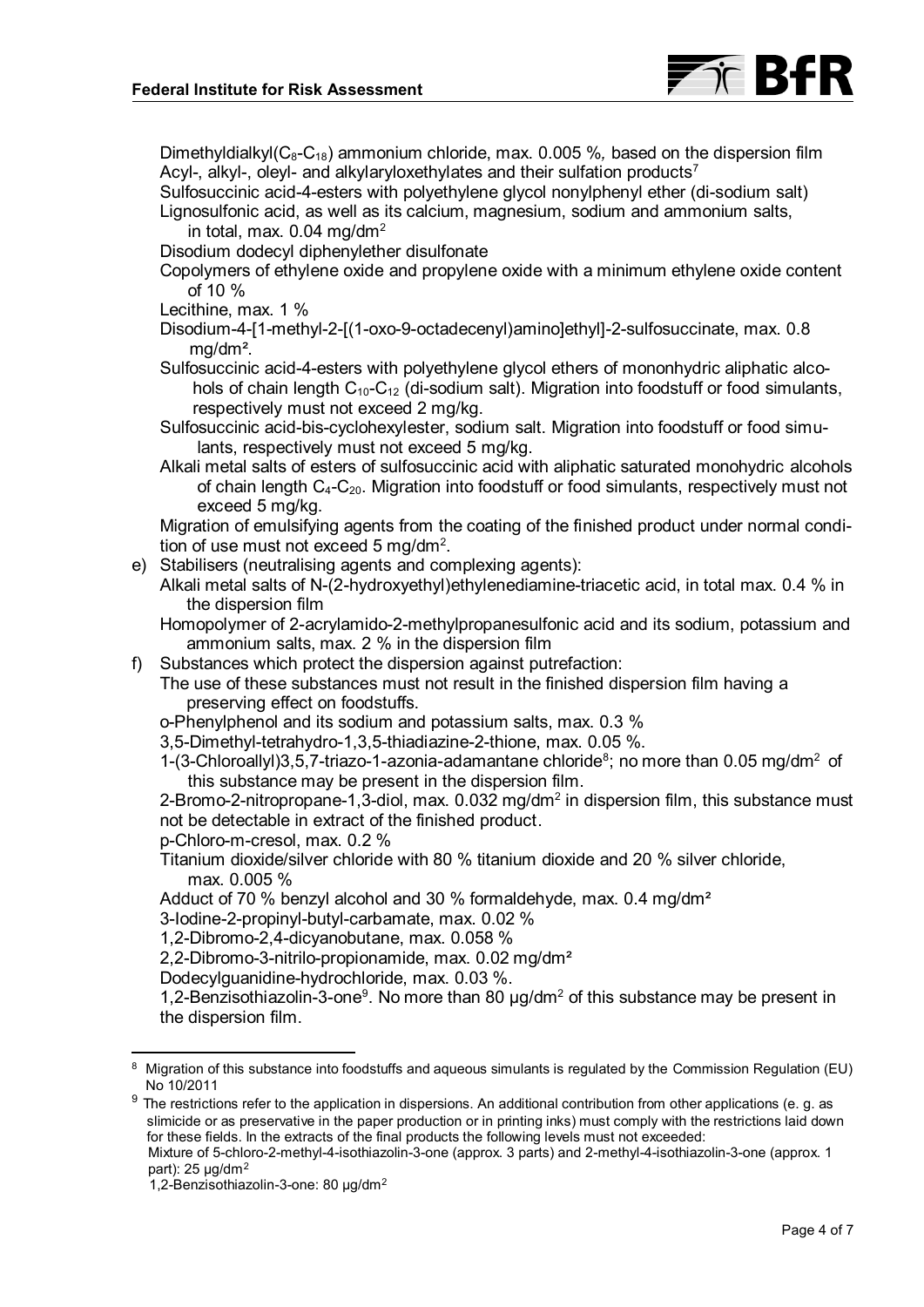Dimethyldialkyl($C_8$-$C_{18}$) ammonium chloride, max. 0.005 %, based on the dispersion film

Acyl-, alkyl-, oleyl- and alkylaryloxethylates and their sulfation products[7]

Sulfosuccinic acid-4-esters with polyethylene glycol nonylphenyl ether (di-sodium salt)

Lignosulfonic acid, as well as its calcium, magnesium, sodium and ammonium salts, in total, max. 0.04 mg/dm²

Disodium dodecyl diphenylether disulfonate

Copolymers of ethylene oxide and propylene oxide with a minimum ethylene oxide content of 10 %

Lecithine, max. 1 %

Disodium-4-[1-methyl-2-[(1-oxo-9-octadecenyl)amino]ethyl]-2-sulfosuccinate, max. 0.8 mg/dm².

Sulfosuccinic acid-4-esters with polyethylene glycol ethers of mononhydric aliphatic alcohols of chain length $C_{10}$-$C_{12}$ (di-sodium salt). Migration into foodstuff or food simulants, respectively must not exceed 2 mg/kg.

Sulfosuccinic acid-bis-cyclohexylester, sodium salt. Migration into foodstuff or food simulants, respectively must not exceed 5 mg/kg.

Alkali metal salts of esters of sulfosuccinic acid with aliphatic saturated monohydric alcohols of chain length $C_4$-$C_{20}$. Migration into foodstuff or food simulants, respectively must not exceed 5 mg/kg.

Migration of emulsifying agents from the coating of the finished product under normal condition of use must not exceed 5 mg/dm².

e) Stabilisers (neutralising agents and complexing agents):

Alkali metal salts of N-(2-hydroxyethyl)ethylenediamine-triacetic acid, in total max. 0.4 % in the dispersion film

Homopolymer of 2-acrylamido-2-methylpropanesulfonic acid and its sodium, potassium and ammonium salts, max. 2 % in the dispersion film

f) Substances which protect the dispersion against putrefaction:

The use of these substances must not result in the finished dispersion film having a preserving effect on foodstuffs.

o-Phenylphenol and its sodium and potassium salts, max. 0.3 %

3,5-Dimethyl-tetrahydro-1,3,5-thiadiazine-2-thione, max. 0.05 %.

1-(3-Chloroallyl)3,5,7-triazo-1-azonia-adamantane chloride[8]; no more than 0.05 mg/dm² of this substance may be present in the dispersion film.

2-Bromo-2-nitropropane-1,3-diol, max. 0.032 mg/dm² in dispersion film, this substance must not be detectable in extract of the finished product.

p-Chloro-m-cresol, max. 0.2 %

Titanium dioxide/silver chloride with 80 % titanium dioxide and 20 % silver chloride, max. 0.005 %

Adduct of 70 % benzyl alcohol and 30 % formaldehyde, max. 0.4 mg/dm²

3-Iodine-2-propinyl-butyl-carbamate, max. 0.02 %

1,2-Dibromo-2,4-dicyanobutane, max. 0.058 %

2,2-Dibromo-3-nitrilo-propionamide, max. 0.02 mg/dm²

Dodecylguanidine-hydrochloride, max. 0.03 %.

1,2-Benzisothiazolin-3-one[9]. No more than 80 µg/dm² of this substance may be present in the dispersion film.

---

[8] Migration of this substance into foodstuffs and aqueous simulants is regulated by the Commission Regulation (EU) No 10/2011

[9] The restrictions refer to the application in dispersions. An additional contribution from other applications (e. g. as slimicide or as preservative in the paper production or in printing inks) must comply with the restrictions laid down for these fields. In the extracts of the final products the following levels must not exceeded:
Mixture of 5-chloro-2-methyl-4-isothiazolin-3-one (approx. 3 parts) and 2-methyl-4-isothiazolin-3-one (approx. 1 part): 25 µg/dm²
1,2-Benzisothiazolin-3-one: 80 µg/dm²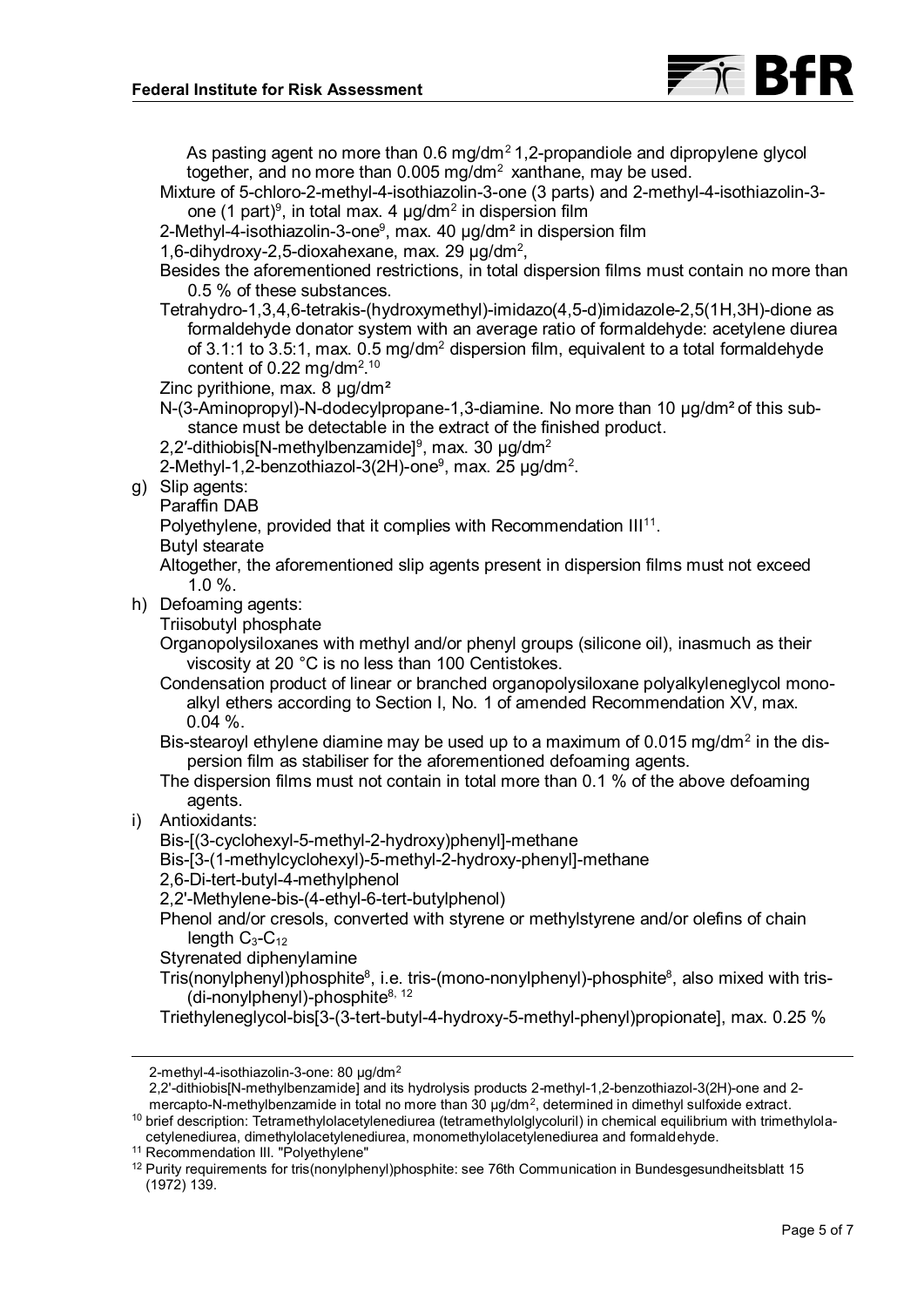As pasting agent no more than 0.6 mg/dm² 1,2-propandiole and dipropylene glycol together, and no more than 0.005 mg/dm² xanthane, may be used.

Mixture of 5-chloro-2-methyl-4-isothiazolin-3-one (3 parts) and 2-methyl-4-isothiazolin-3-one (1 part)[9], in total max. 4 µg/dm² in dispersion film

2-Methyl-4-isothiazolin-3-one[9], max. 40 µg/dm² in dispersion film

1,6-dihydroxy-2,5-dioxahexane, max. 29 µg/dm²,

Besides the aforementioned restrictions, in total dispersion films must contain no more than 0.5 % of these substances.

Tetrahydro-1,3,4,6-tetrakis-(hydroxymethyl)-imidazo(4,5-d)imidazole-2,5(1H,3H)-dione as formaldehyde donator system with an average ratio of formaldehyde: acetylene diurea of 3.1:1 to 3.5:1, max. 0.5 mg/dm² dispersion film, equivalent to a total formaldehyde content of 0.22 mg/dm².[10]

Zinc pyrithione, max. 8 µg/dm²

N-(3-Aminopropyl)-N-dodecylpropane-1,3-diamine. No more than 10 µg/dm² of this substance must be detectable in the extract of the finished product.

2,2'-dithiobis[N-methylbenzamide][9], max. 30 µg/dm²

2-Methyl-1,2-benzothiazol-3(2H)-one[9], max. 25 µg/dm².

g) Slip agents:

Paraffin DAB

Polyethylene, provided that it complies with Recommendation III[11].

Butyl stearate

Altogether, the aforementioned slip agents present in dispersion films must not exceed 1.0 %.

h) Defoaming agents:

Triisobutyl phosphate

Organopolysiloxanes with methyl and/or phenyl groups (silicone oil), inasmuch as their viscosity at 20 °C is no less than 100 Centistokes.

Condensation product of linear or branched organopolysiloxane polyalkyleneglycol monoalkyl ethers according to Section I, No. 1 of amended Recommendation XV, max. 0.04 %.

Bis-stearoyl ethylene diamine may be used up to a maximum of 0.015 mg/dm² in the dispersion film as stabiliser for the aforementioned defoaming agents.

The dispersion films must not contain in total more than 0.1 % of the above defoaming agents.

i) Antioxidants:

Bis-[(3-cyclohexyl-5-methyl-2-hydroxy)phenyl]-methane

Bis-[3-(1-methylcyclohexyl)-5-methyl-2-hydroxy-phenyl]-methane

2,6-Di-tert-butyl-4-methylphenol

2,2'-Methylene-bis-(4-ethyl-6-tert-butylphenol)

Phenol and/or cresols, converted with styrene or methylstyrene and/or olefins of chain length $C_3$-$C_{12}$

Styrenated diphenylamine

Tris(nonylphenyl)phosphite[8], i.e. tris-(mono-nonylphenyl)-phosphite[8], also mixed with tris-(di-nonylphenyl)-phosphite[8, 12]

Triethyleneglycol-bis[3-(3-tert-butyl-4-hydroxy-5-methyl-phenyl)propionate], max. 0.25 %

---

2-methyl-4-isothiazolin-3-one: 80 µg/dm²

2,2'-dithiobis[N-methylbenzamide] and its hydrolysis products 2-methyl-1,2-benzothiazol-3(2H)-one and 2-mercapto-N-methylbenzamide in total no more than 30 µg/dm², determined in dimethyl sulfoxide extract.

[10] brief description: Tetramethylolacetylenediurea (tetramethylolglycoluril) in chemical equilibrium with trimethylolacetylenediurea, dimethylolacetylenediurea, monomethylolacetylenediurea and formaldehyde.

[11] Recommendation III. "Polyethylene"

[12] Purity requirements for tris(nonylphenyl)phosphite: see 76th Communication in Bundesgesundheitsblatt 15 (1972) 139.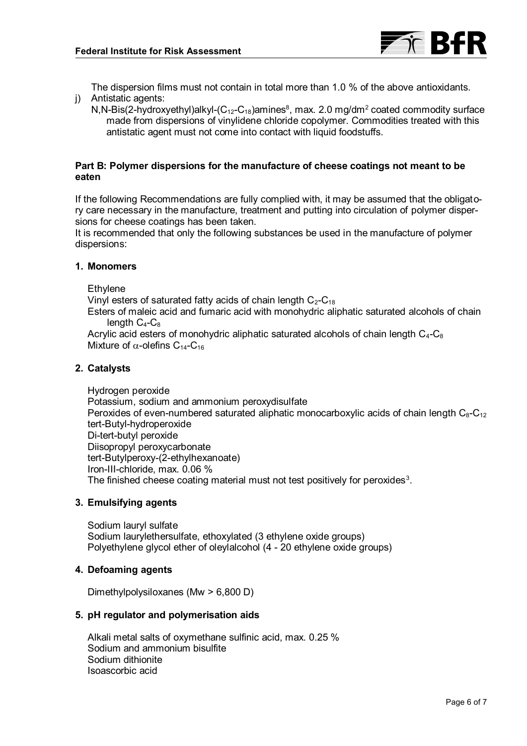The dispersion films must not contain in total more than 1.0 % of the above antioxidants.

j) Antistatic agents:
   N,N-Bis(2-hydroxyethyl)alkyl-($C_{12}$-$C_{18}$)amines[8], max. 2.0 mg/dm$^2$ coated commodity surface made from dispersions of vinylidene chloride copolymer. Commodities treated with this antistatic agent must not come into contact with liquid foodstuffs.

## Part B: Polymer dispersions for the manufacture of cheese coatings not meant to be eaten

If the following Recommendations are fully complied with, it may be assumed that the obligatory care necessary in the manufacture, treatment and putting into circulation of polymer dispersions for cheese coatings has been taken.
It is recommended that only the following substances be used in the manufacture of polymer dispersions:

### 1. Monomers

Ethylene
Vinyl esters of saturated fatty acids of chain length $C_2$-$C_{18}$
Esters of maleic acid and fumaric acid with monohydric aliphatic saturated alcohols of chain length $C_4$-$C_8$
Acrylic acid esters of monohydric aliphatic saturated alcohols of chain length $C_4$-$C_8$
Mixture of $\alpha$-olefins $C_{14}$-$C_{16}$

### 2. Catalysts

Hydrogen peroxide
Potassium, sodium and ammonium peroxydisulfate
Peroxides of even-numbered saturated aliphatic monocarboxylic acids of chain length $C_8$-$C_{12}$
tert-Butyl-hydroperoxide
Di-tert-butyl peroxide
Diisopropyl peroxycarbonate
tert-Butylperoxy-(2-ethylhexanoate)
Iron-III-chloride, max. 0.06 %
The finished cheese coating material must not test positively for peroxides[3].

### 3. Emulsifying agents

Sodium lauryl sulfate
Sodium laurylethersulfate, ethoxylated (3 ethylene oxide groups)
Polyethylene glycol ether of oleylalcohol (4 - 20 ethylene oxide groups)

### 4. Defoaming agents

Dimethylpolysiloxanes (Mw > 6,800 D)

### 5. pH regulator and polymerisation aids

Alkali metal salts of oxymethane sulfinic acid, max. 0.25 %
Sodium and ammonium bisulfite
Sodium dithionite
Isoascorbic acid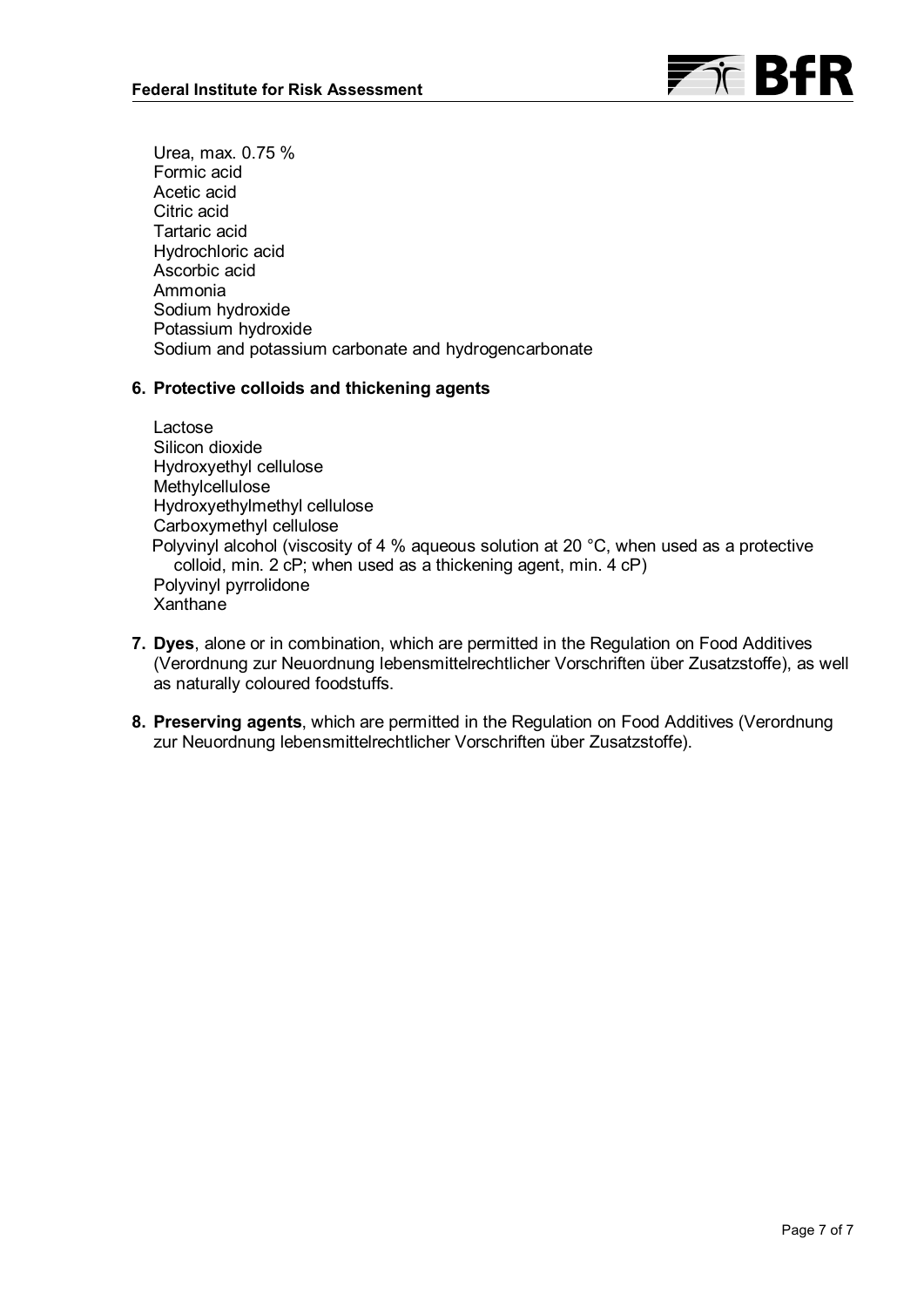Urea, max. 0.75 %
Formic acid
Acetic acid
Citric acid
Tartaric acid
Hydrochloric acid
Ascorbic acid
Ammonia
Sodium hydroxide
Potassium hydroxide
Sodium and potassium carbonate and hydrogencarbonate

6. **Protective colloids and thickening agents**

Lactose
Silicon dioxide
Hydroxyethyl cellulose
Methylcellulose
Hydroxyethylmethyl cellulose
Carboxymethyl cellulose
Polyvinyl alcohol (viscosity of 4 % aqueous solution at 20 °C, when used as a protective colloid, min. 2 cP; when used as a thickening agent, min. 4 cP)
Polyvinyl pyrrolidone
Xanthane

7. **Dyes**, alone or in combination, which are permitted in the Regulation on Food Additives (Verordnung zur Neuordnung lebensmittelrechtlicher Vorschriften über Zusatzstoffe), as well as naturally coloured foodstuffs.

8. **Preserving agents**, which are permitted in the Regulation on Food Additives (Verordnung zur Neuordnung lebensmittelrechtlicher Vorschriften über Zusatzstoffe).